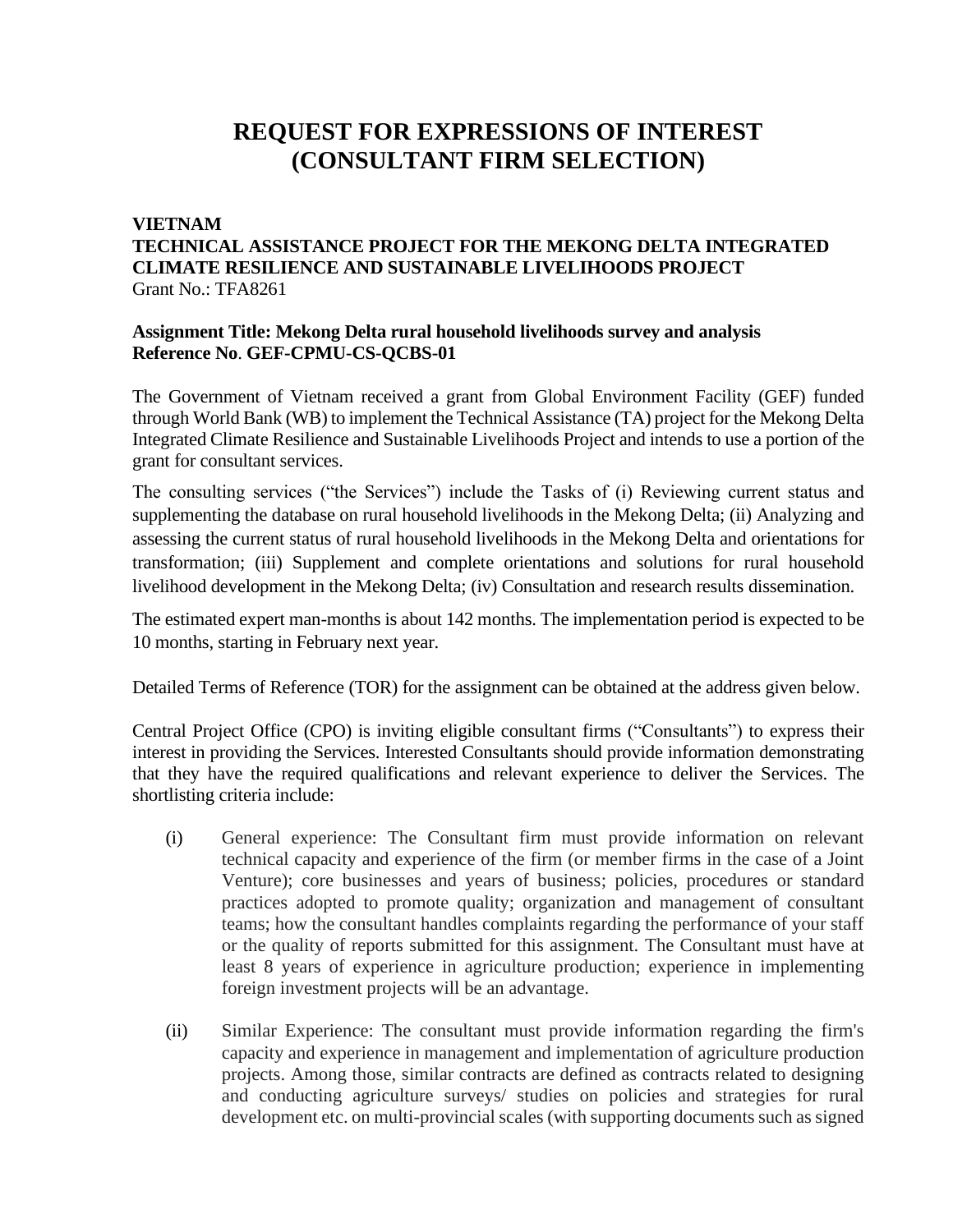# REQUEST FOR EXPRESSIONS OF INTEREST (CONSULTANT FIRM SELECTION)

**VIETNAM**
**TECHNICAL ASSISTANCE PROJECT FOR THE MEKONG DELTA INTEGRATED CLIMATE RESILIENCE AND SUSTAINABLE LIVELIHOODS PROJECT**
Grant No.: TFA8261

**Assignment Title: Mekong Delta rural household livelihoods survey and analysis**
**Reference No. GEF-CPMU-CS-QCBS-01**

The Government of Vietnam received a grant from Global Environment Facility (GEF) funded through World Bank (WB) to implement the Technical Assistance (TA) project for the Mekong Delta Integrated Climate Resilience and Sustainable Livelihoods Project and intends to use a portion of the grant for consultant services.

The consulting services ("the Services") include the Tasks of (i) Reviewing current status and supplementing the database on rural household livelihoods in the Mekong Delta; (ii) Analyzing and assessing the current status of rural household livelihoods in the Mekong Delta and orientations for transformation; (iii) Supplement and complete orientations and solutions for rural household livelihood development in the Mekong Delta; (iv) Consultation and research results dissemination.

The estimated expert man-months is about 142 months. The implementation period is expected to be 10 months, starting in February next year.

Detailed Terms of Reference (TOR) for the assignment can be obtained at the address given below.

Central Project Office (CPO) is inviting eligible consultant firms ("Consultants") to express their interest in providing the Services. Interested Consultants should provide information demonstrating that they have the required qualifications and relevant experience to deliver the Services. The shortlisting criteria include:

(i) General experience: The Consultant firm must provide information on relevant technical capacity and experience of the firm (or member firms in the case of a Joint Venture); core businesses and years of business; policies, procedures or standard practices adopted to promote quality; organization and management of consultant teams; how the consultant handles complaints regarding the performance of your staff or the quality of reports submitted for this assignment. The Consultant must have at least 8 years of experience in agriculture production; experience in implementing foreign investment projects will be an advantage.

(ii) Similar Experience: The consultant must provide information regarding the firm's capacity and experience in management and implementation of agriculture production projects. Among those, similar contracts are defined as contracts related to designing and conducting agriculture surveys/ studies on policies and strategies for rural development etc. on multi-provincial scales (with supporting documents such as signed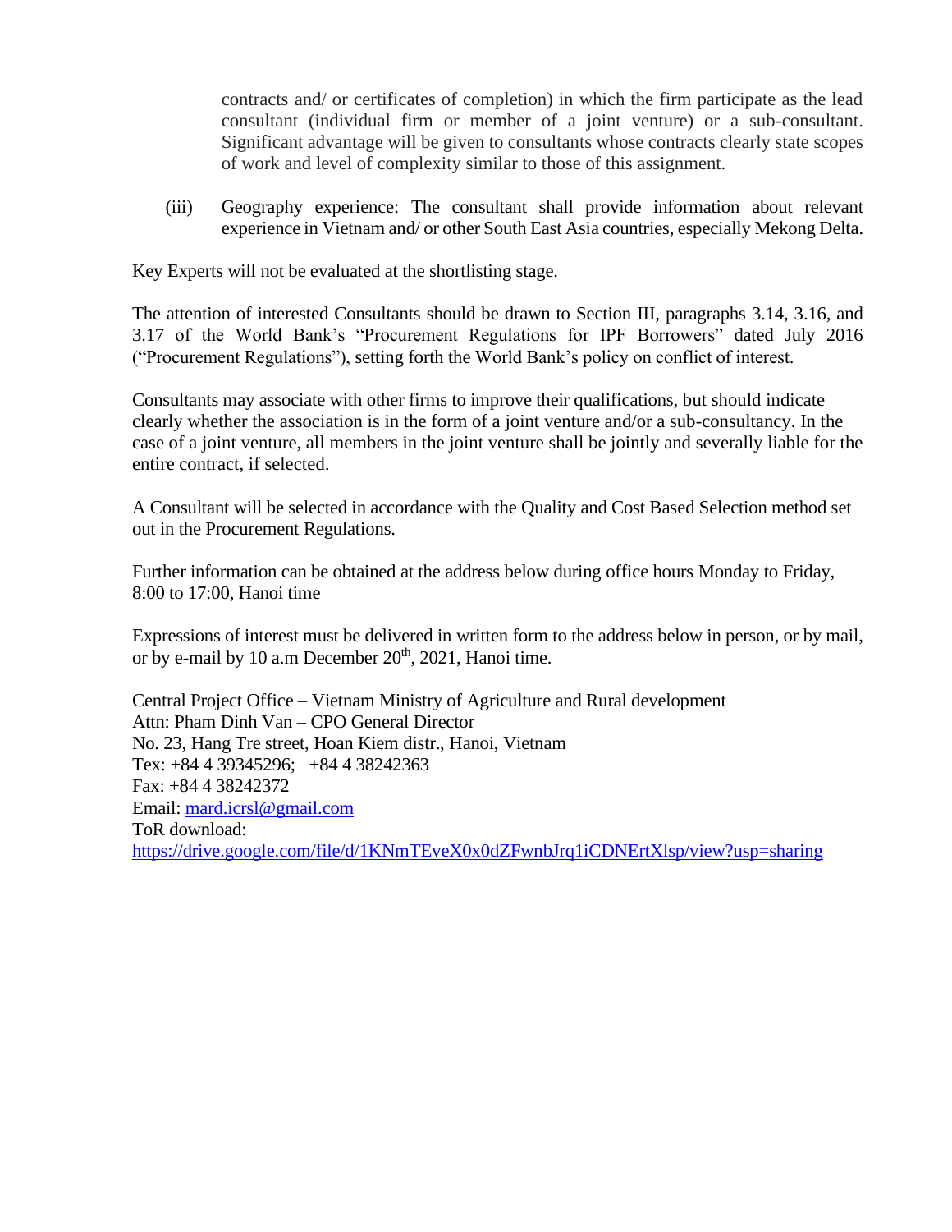contracts and/ or certificates of completion) in which the firm participate as the lead consultant (individual firm or member of a joint venture) or a sub-consultant. Significant advantage will be given to consultants whose contracts clearly state scopes of work and level of complexity similar to those of this assignment.

(iii) Geography experience: The consultant shall provide information about relevant experience in Vietnam and/ or other South East Asia countries, especially Mekong Delta.

Key Experts will not be evaluated at the shortlisting stage.

The attention of interested Consultants should be drawn to Section III, paragraphs 3.14, 3.16, and 3.17 of the World Bank's "Procurement Regulations for IPF Borrowers" dated July 2016 ("Procurement Regulations"), setting forth the World Bank's policy on conflict of interest.

Consultants may associate with other firms to improve their qualifications, but should indicate clearly whether the association is in the form of a joint venture and/or a sub-consultancy. In the case of a joint venture, all members in the joint venture shall be jointly and severally liable for the entire contract, if selected.

A Consultant will be selected in accordance with the Quality and Cost Based Selection method set out in the Procurement Regulations.

Further information can be obtained at the address below during office hours Monday to Friday, 8:00 to 17:00, Hanoi time

Expressions of interest must be delivered in written form to the address below in person, or by mail, or by e-mail by 10 a.m December 20th, 2021, Hanoi time.

Central Project Office – Vietnam Ministry of Agriculture and Rural development
Attn: Pham Dinh Van – CPO General Director
No. 23, Hang Tre street, Hoan Kiem distr., Hanoi, Vietnam
Tex: +84 4 39345296; +84 4 38242363
Fax: +84 4 38242372
Email: mard.icrsl@gmail.com
ToR download:
https://drive.google.com/file/d/1KNmTEveX0x0dZFwnbJrq1iCDNErtXlsp/view?usp=sharing